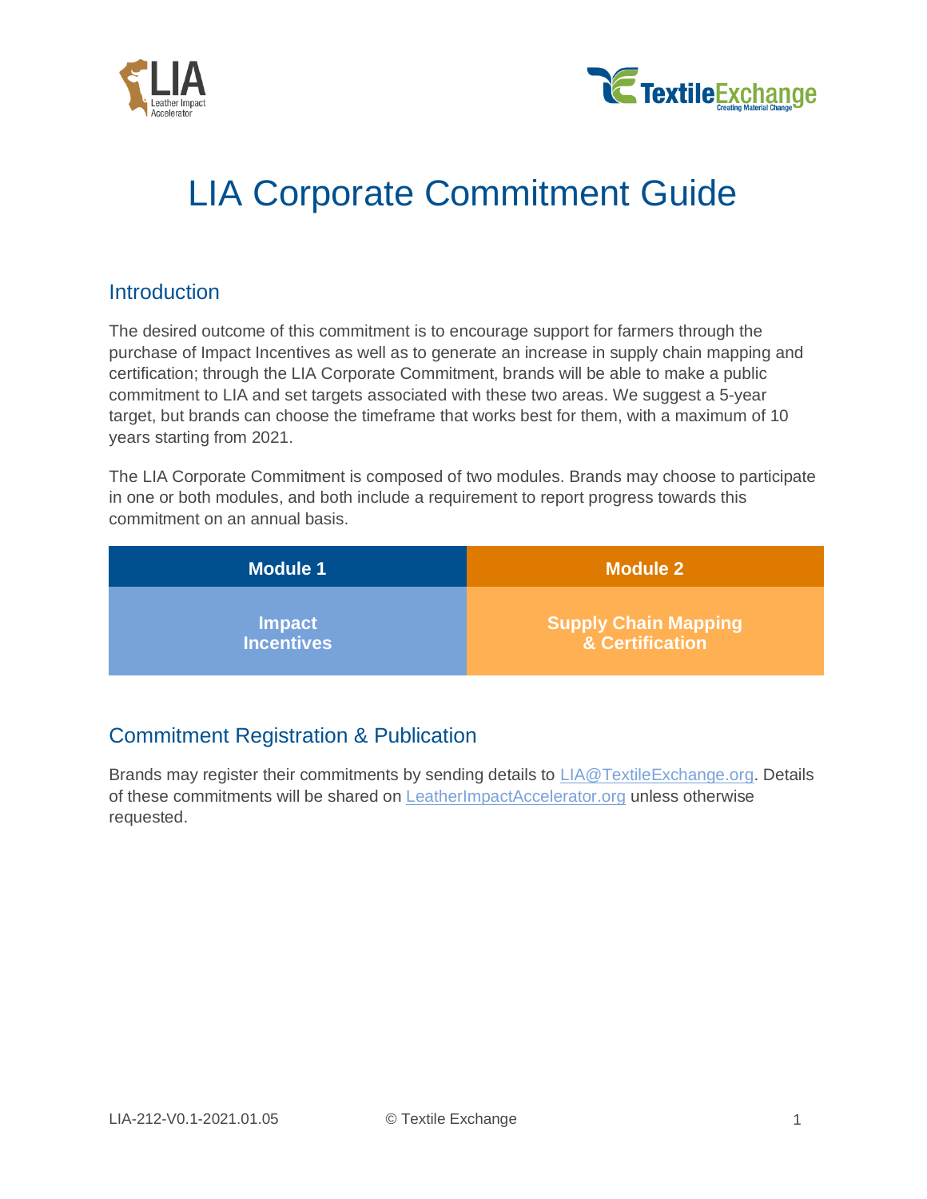# LIA Corporate Commitment Guide

## Introduction

The desired outcome of this commitment is to encourage support for farmers through the purchase of Impact Incentives as well as to generate an increase in supply chain mapping and certification; through the LIA Corporate Commitment, brands will be able to make a public commitment to LIA and set targets associated with these two areas. We suggest a 5-year target, but brands can choose the timeframe that works best for them, with a maximum of 10 years starting from 2021.

The LIA Corporate Commitment is composed of two modules. Brands may choose to participate in one or both modules, and both include a requirement to report progress towards this commitment on an annual basis.

| Module 1 | Module 2 |
| --- | --- |
| **Impact Incentives** | **Supply Chain Mapping & Certification** |

## Commitment Registration & Publication

Brands may register their commitments by sending details to LIA@TextileExchange.org. Details of these commitments will be shared on LeatherImpactAccelerator.org unless otherwise requested.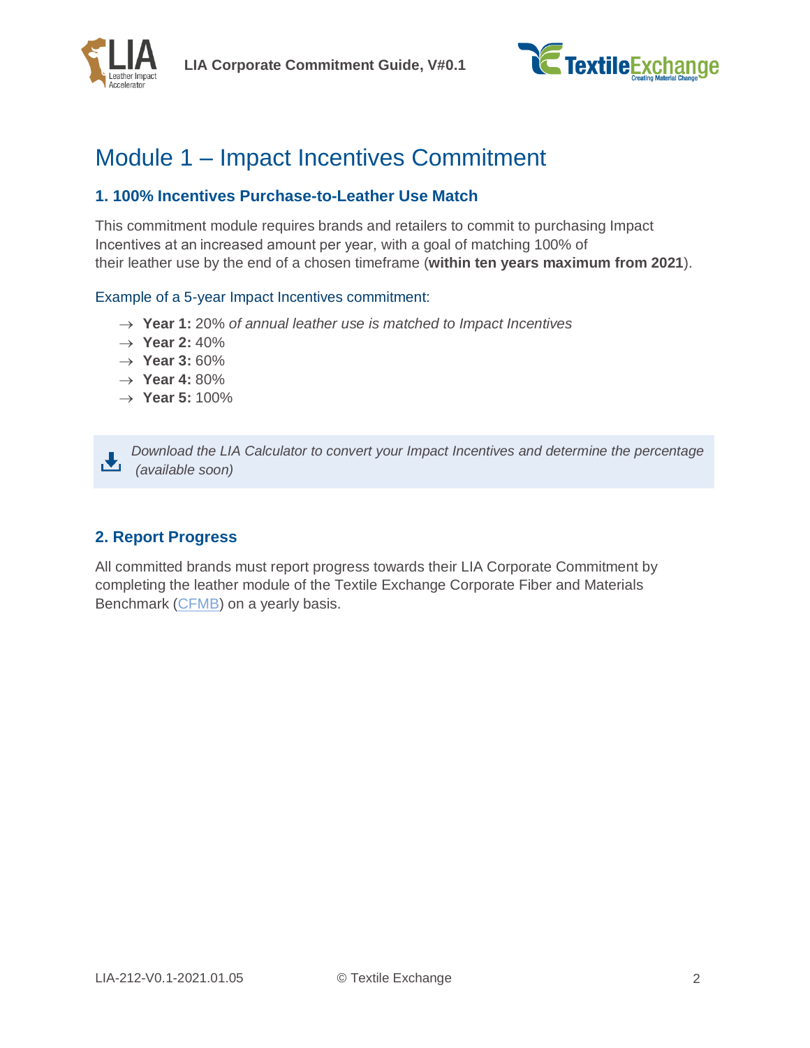# Module 1 – Impact Incentives Commitment

## 1. 100% Incentives Purchase-to-Leather Use Match

This commitment module requires brands and retailers to commit to purchasing Impact Incentives at an increased amount per year, with a goal of matching 100% of their leather use by the end of a chosen timeframe (**within ten years maximum from 2021**).

Example of a 5-year Impact Incentives commitment:

- → **Year 1:** 20% *of annual leather use is matched to Impact Incentives*
- → **Year 2:** 40%
- → **Year 3:** 60%
- → **Year 4:** 80%
- → **Year 5:** 100%

> *Download the LIA Calculator to convert your Impact Incentives and determine the percentage (available soon)*

## 2. Report Progress

All committed brands must report progress towards their LIA Corporate Commitment by completing the leather module of the Textile Exchange Corporate Fiber and Materials Benchmark (CFMB) on a yearly basis.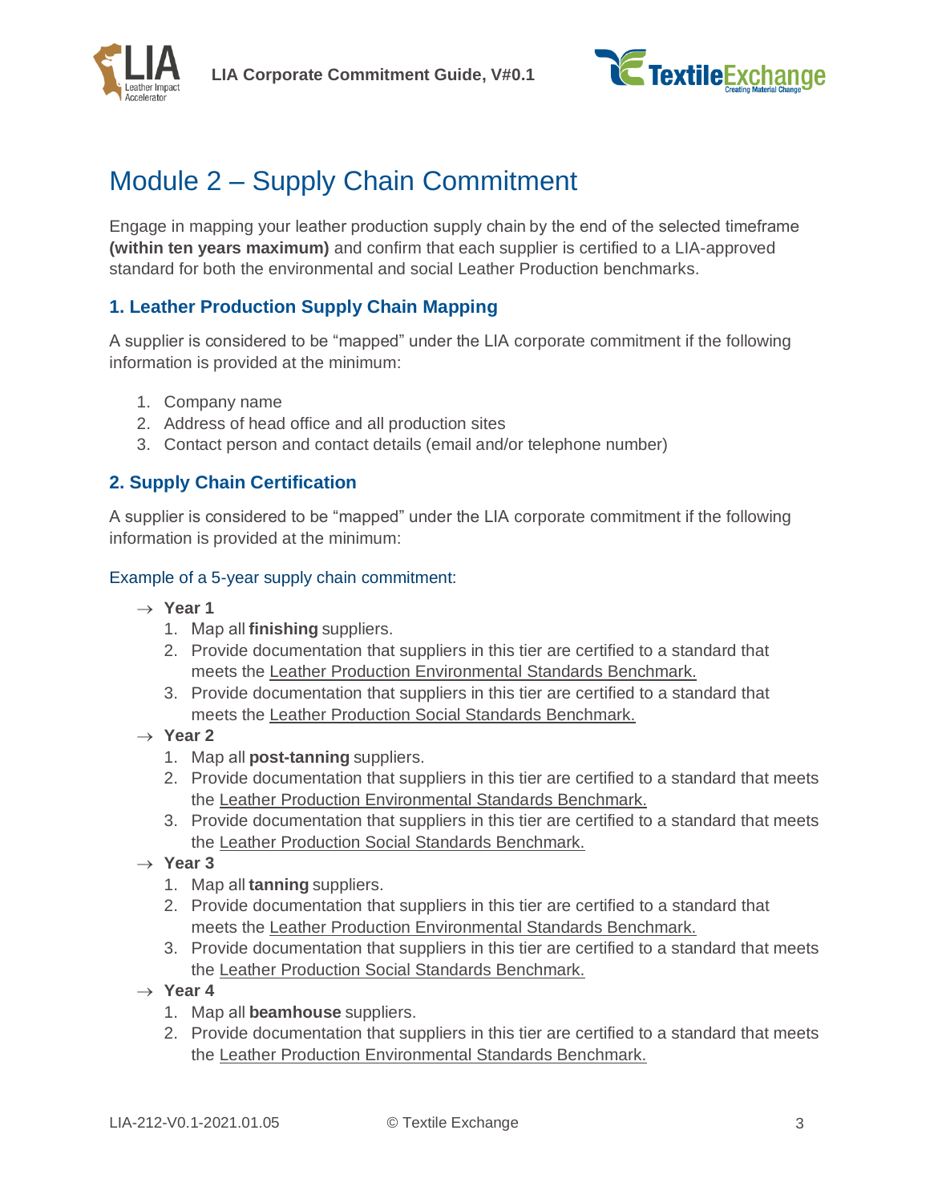# Module 2 – Supply Chain Commitment

Engage in mapping your leather production supply chain by the end of the selected timeframe **(within ten years maximum)** and confirm that each supplier is certified to a LIA-approved standard for both the environmental and social Leather Production benchmarks.

## 1. Leather Production Supply Chain Mapping

A supplier is considered to be "mapped" under the LIA corporate commitment if the following information is provided at the minimum:

1. Company name
2. Address of head office and all production sites
3. Contact person and contact details (email and/or telephone number)

## 2. Supply Chain Certification

A supplier is considered to be "mapped" under the LIA corporate commitment if the following information is provided at the minimum:

### Example of a 5-year supply chain commitment:

→ **Year 1**
1. Map all **finishing** suppliers.
2. Provide documentation that suppliers in this tier are certified to a standard that meets the Leather Production Environmental Standards Benchmark.
3. Provide documentation that suppliers in this tier are certified to a standard that meets the Leather Production Social Standards Benchmark.

→ **Year 2**
1. Map all **post-tanning** suppliers.
2. Provide documentation that suppliers in this tier are certified to a standard that meets the Leather Production Environmental Standards Benchmark.
3. Provide documentation that suppliers in this tier are certified to a standard that meets the Leather Production Social Standards Benchmark.

→ **Year 3**
1. Map all **tanning** suppliers.
2. Provide documentation that suppliers in this tier are certified to a standard that meets the Leather Production Environmental Standards Benchmark.
3. Provide documentation that suppliers in this tier are certified to a standard that meets the Leather Production Social Standards Benchmark.

→ **Year 4**
1. Map all **beamhouse** suppliers.
2. Provide documentation that suppliers in this tier are certified to a standard that meets the Leather Production Environmental Standards Benchmark.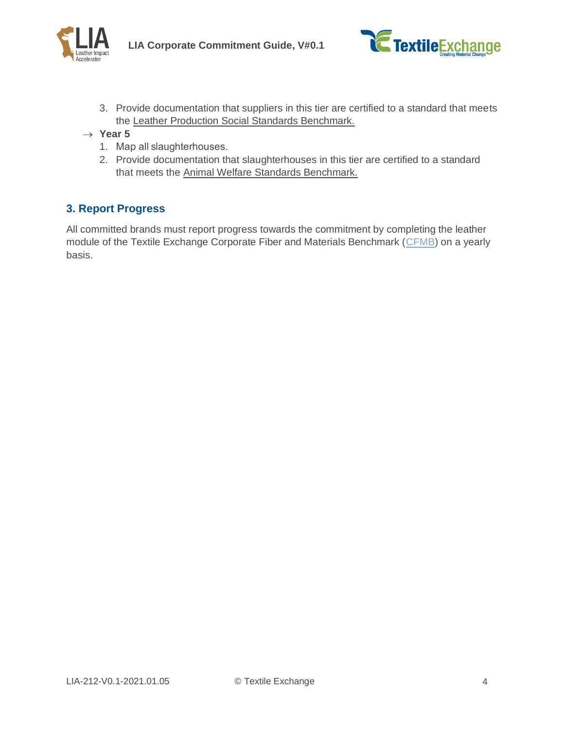3. Provide documentation that suppliers in this tier are certified to a standard that meets the Leather Production Social Standards Benchmark.

→ **Year 5**

1. Map all slaughterhouses.
2. Provide documentation that slaughterhouses in this tier are certified to a standard that meets the Animal Welfare Standards Benchmark.

## 3. Report Progress

All committed brands must report progress towards the commitment by completing the leather module of the Textile Exchange Corporate Fiber and Materials Benchmark (CFMB) on a yearly basis.